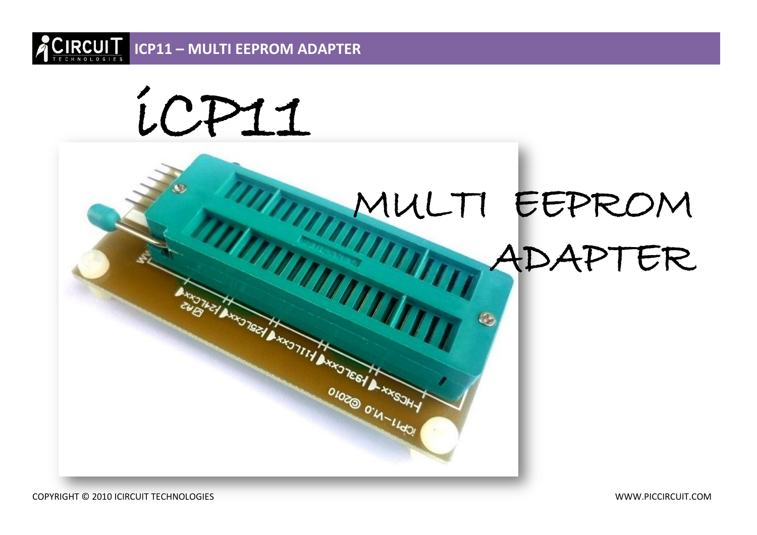# iCP11

# MULTI EEPROM ADAPTER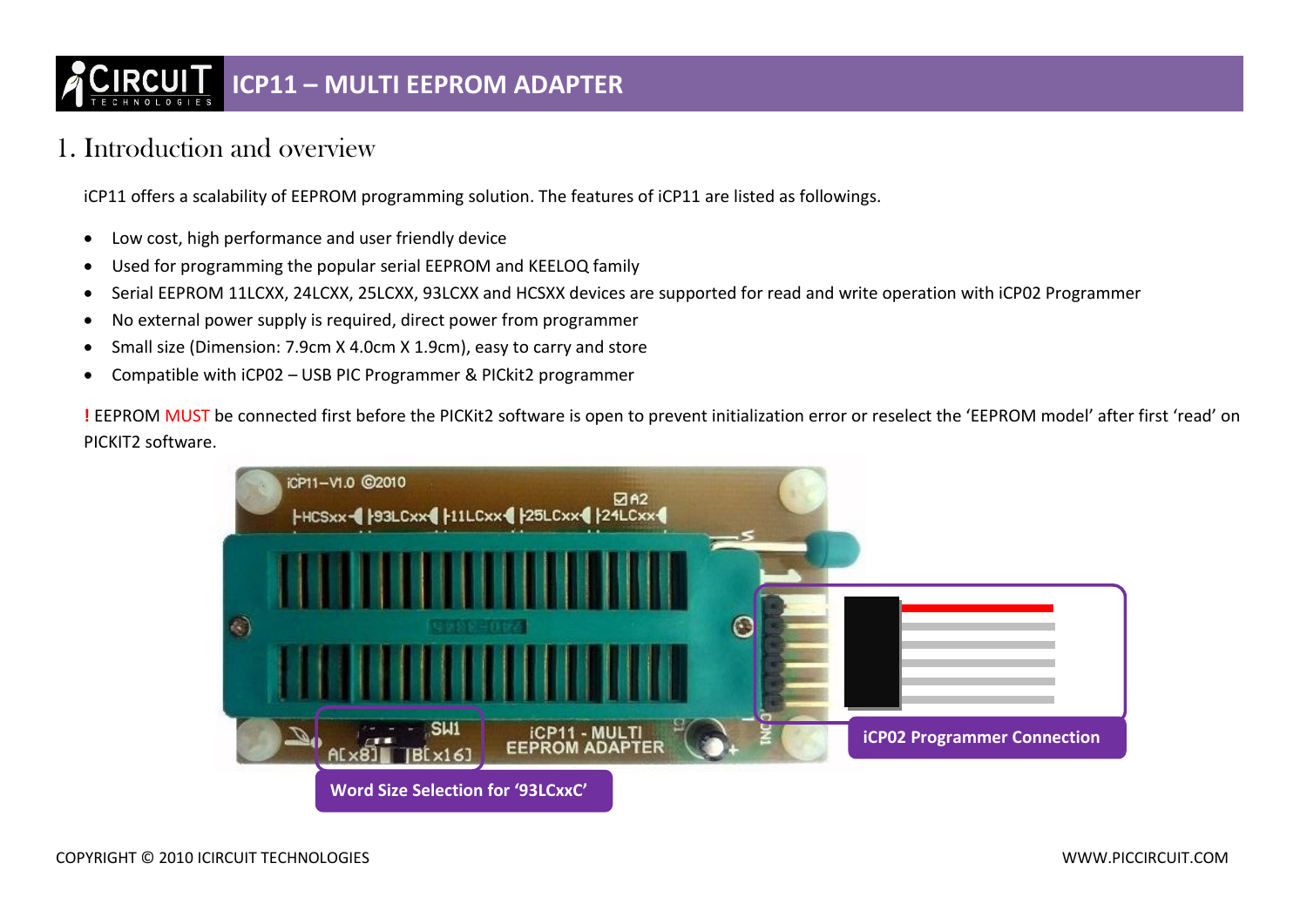# ICP11 – MULTI EEPROM ADAPTER

## 1. Introduction and overview

iCP11 offers a scalability of EEPROM programming solution. The features of iCP11 are listed as followings.

- Low cost, high performance and user friendly device
- Used for programming the popular serial EEPROM and KEELOQ family
- Serial EEPROM 11LCXX, 24LCXX, 25LCXX, 93LCXX and HCSXX devices are supported for read and write operation with iCP02 Programmer
- No external power supply is required, direct power from programmer
- Small size (Dimension: 7.9cm X 4.0cm X 1.9cm), easy to carry and store
- Compatible with iCP02 – USB PIC Programmer & PICkit2 programmer

**!** EEPROM MUST be connected first before the PICKit2 software is open to prevent initialization error or reselect the 'EEPROM model' after first 'read' on PICKIT2 software.

iCP02 Programmer Connection

Word Size Selection for '93LCxxC'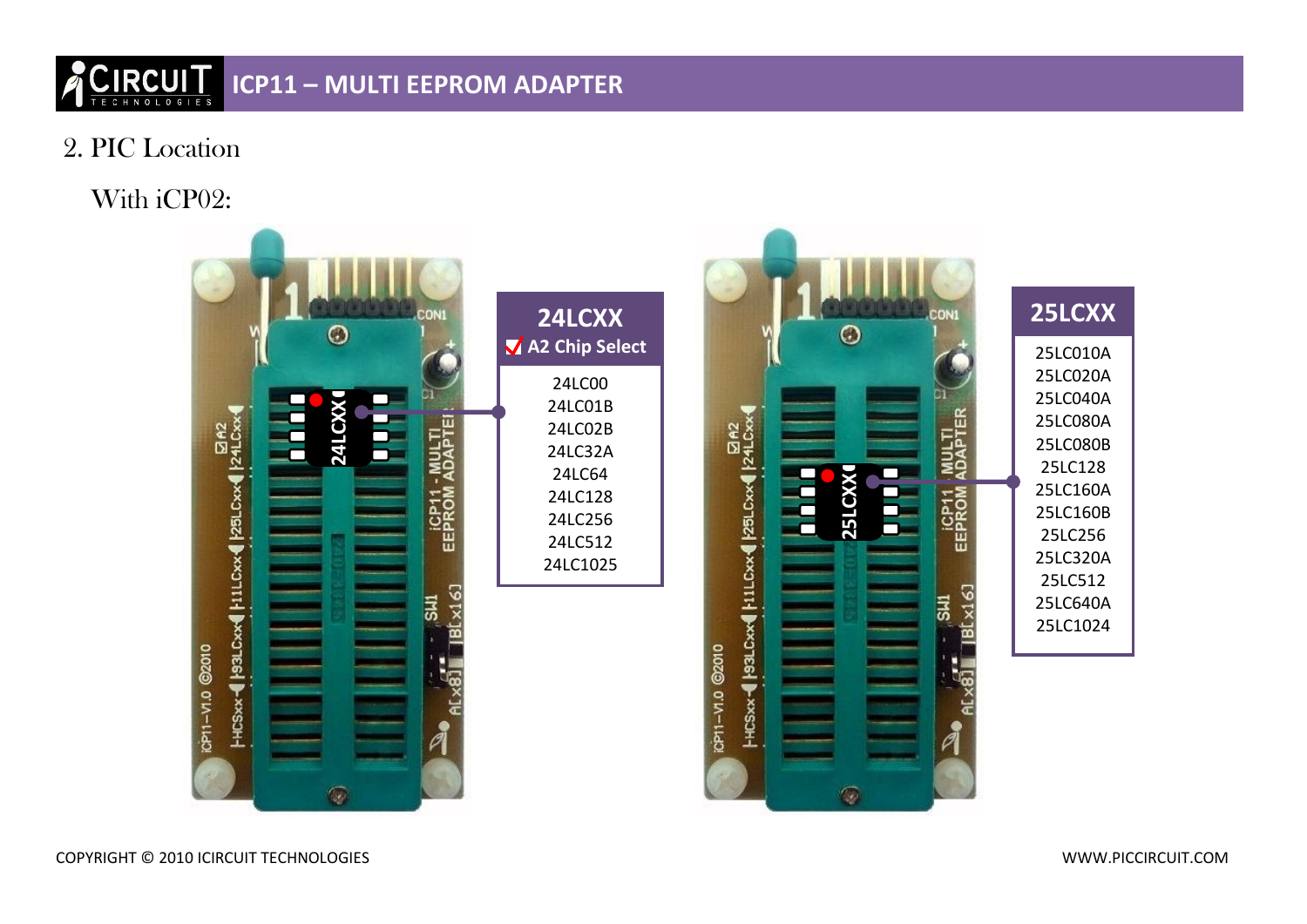## 2. PIC Location

### With iCP02:

**24LCXX**
☑ A2 Chip Select

- 24LC00
- 24LC01B
- 24LC02B
- 24LC32A
- 24LC64
- 24LC128
- 24LC256
- 24LC512
- 24LC1025

**25LCXX**

- 25LC010A
- 25LC020A
- 25LC040A
- 25LC080A
- 25LC080B
- 25LC128
- 25LC160A
- 25LC160B
- 25LC256
- 25LC320A
- 25LC512
- 25LC640A
- 25LC1024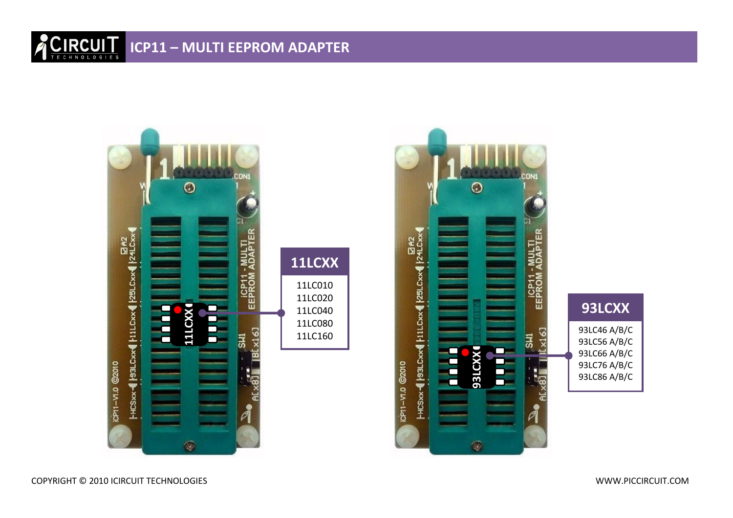# ICP11 – MULTI EEPROM ADAPTER

**11LCXX**

- 11LC010
- 11LC020
- 11LC040
- 11LC080
- 11LC160

**93LCXX**

- 93LC46 A/B/C
- 93LC56 A/B/C
- 93LC66 A/B/C
- 93LC76 A/B/C
- 93LC86 A/B/C

COPYRIGHT © 2010 ICIRCUIT TECHNOLOGIES

WWW.PICCIRCUIT.COM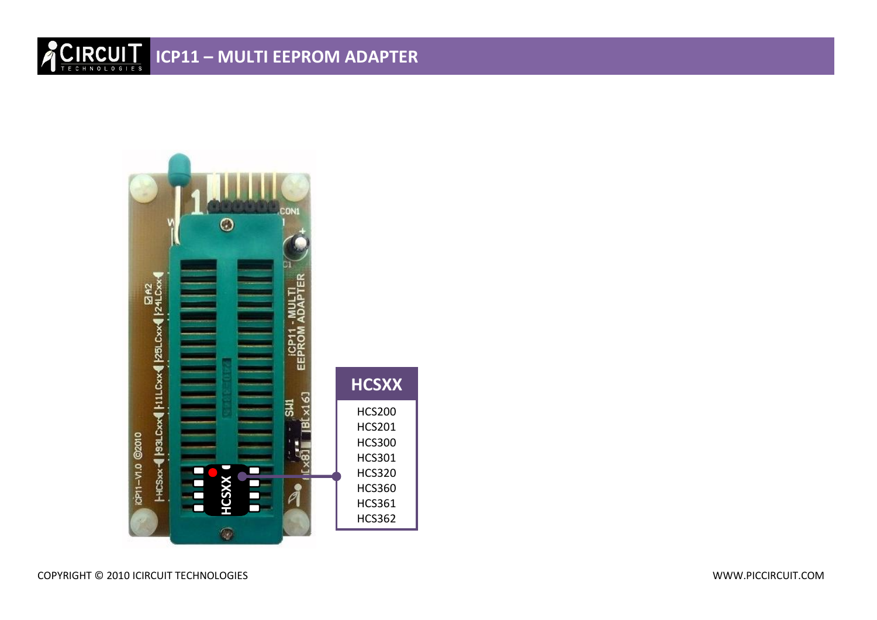# ICP11 – MULTI EEPROM ADAPTER

| HCSXX |
|---|
| HCS200 |
| HCS201 |
| HCS300 |
| HCS301 |
| HCS320 |
| HCS360 |
| HCS361 |
| HCS362 |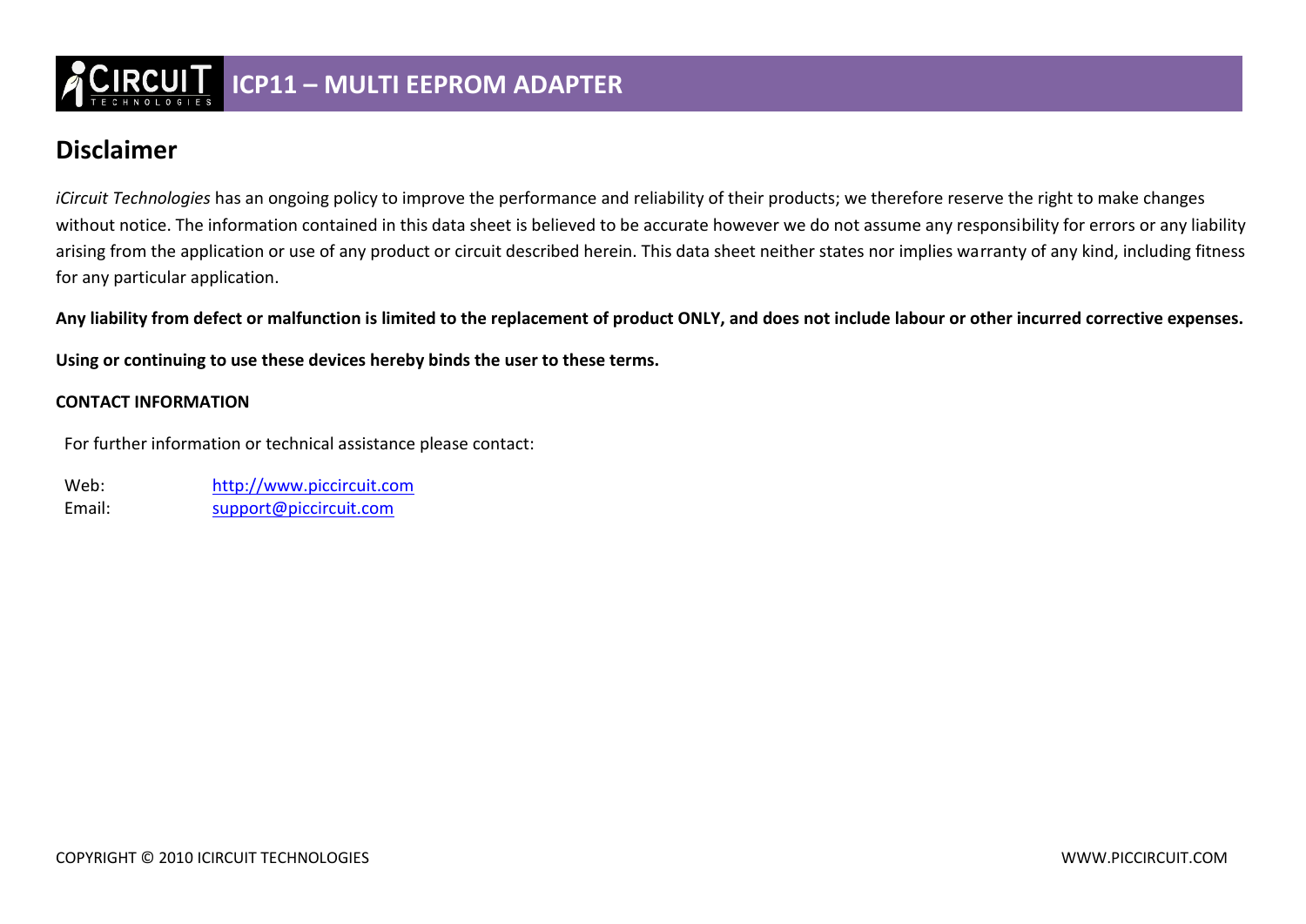## Disclaimer

*iCircuit Technologies* has an ongoing policy to improve the performance and reliability of their products; we therefore reserve the right to make changes without notice. The information contained in this data sheet is believed to be accurate however we do not assume any responsibility for errors or any liability arising from the application or use of any product or circuit described herein. This data sheet neither states nor implies warranty of any kind, including fitness for any particular application.

**Any liability from defect or malfunction is limited to the replacement of product ONLY, and does not include labour or other incurred corrective expenses.**

**Using or continuing to use these devices hereby binds the user to these terms.**

**CONTACT INFORMATION**

For further information or technical assistance please contact:

Web: http://www.piccircuit.com
Email: support@piccircuit.com